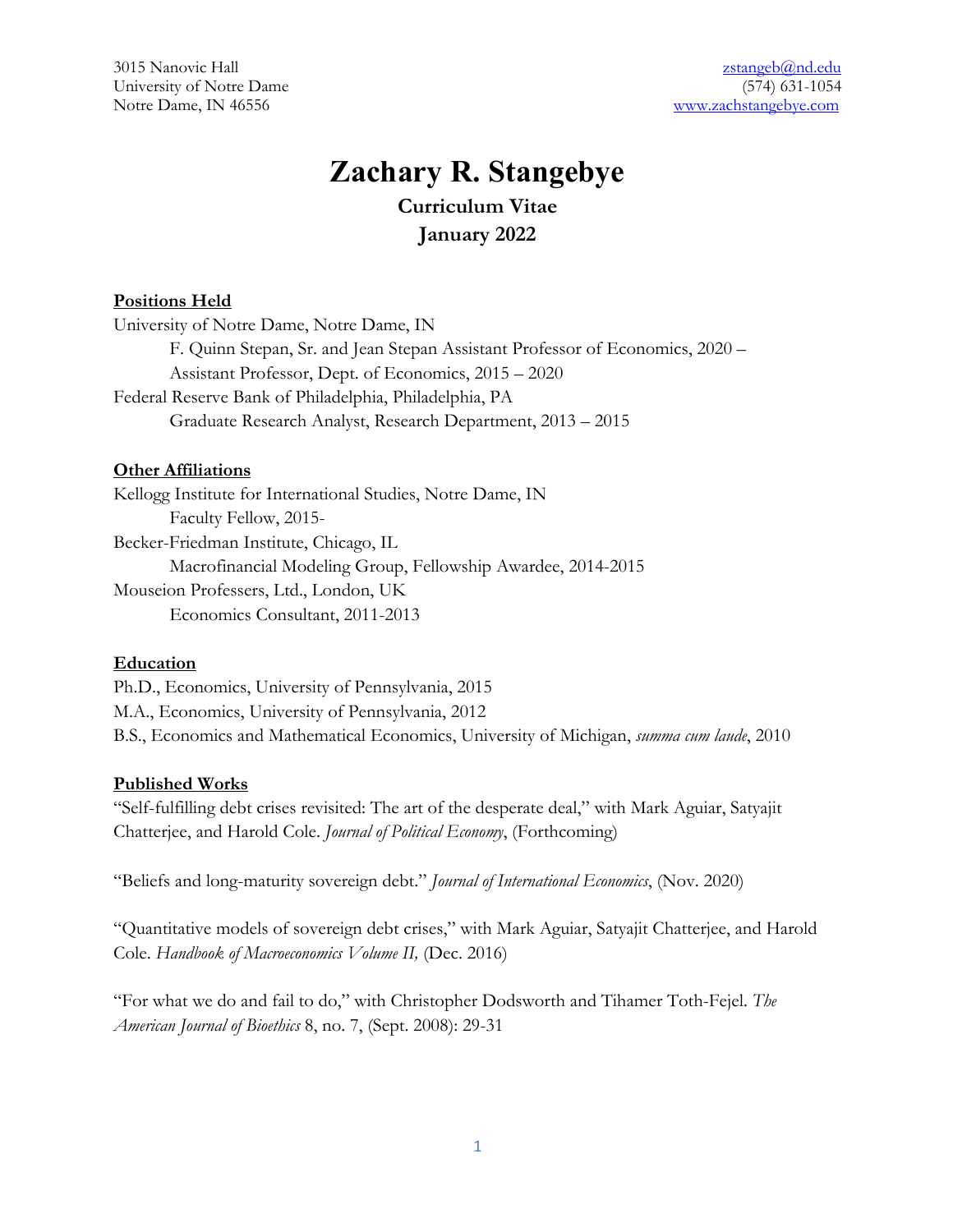3015 Nanovic Hall
University of Notre Dame
Notre Dame, IN 46556

zstangeb@nd.edu
(574) 631-1054
www.zachstangebye.com

# Zachary R. Stangebye

## Curriculum Vitae

## January 2022

**Positions Held**

University of Notre Dame, Notre Dame, IN
- F. Quinn Stepan, Sr. and Jean Stepan Assistant Professor of Economics, 2020 –
- Assistant Professor, Dept. of Economics, 2015 – 2020

Federal Reserve Bank of Philadelphia, Philadelphia, PA
- Graduate Research Analyst, Research Department, 2013 – 2015

**Other Affiliations**

Kellogg Institute for International Studies, Notre Dame, IN
- Faculty Fellow, 2015-

Becker-Friedman Institute, Chicago, IL
- Macrofinancial Modeling Group, Fellowship Awardee, 2014-2015

Mouseion Professers, Ltd., London, UK
- Economics Consultant, 2011-2013

**Education**

Ph.D., Economics, University of Pennsylvania, 2015
M.A., Economics, University of Pennsylvania, 2012
B.S., Economics and Mathematical Economics, University of Michigan, *summa cum laude*, 2010

**Published Works**

"Self-fulfilling debt crises revisited: The art of the desperate deal," with Mark Aguiar, Satyajit Chatterjee, and Harold Cole. *Journal of Political Economy*, (Forthcoming)

"Beliefs and long-maturity sovereign debt." *Journal of International Economics*, (Nov. 2020)

"Quantitative models of sovereign debt crises," with Mark Aguiar, Satyajit Chatterjee, and Harold Cole. *Handbook of Macroeconomics Volume II,* (Dec. 2016)

"For what we do and fail to do," with Christopher Dodsworth and Tihamer Toth-Fejel. *The American Journal of Bioethics* 8, no. 7, (Sept. 2008): 29-31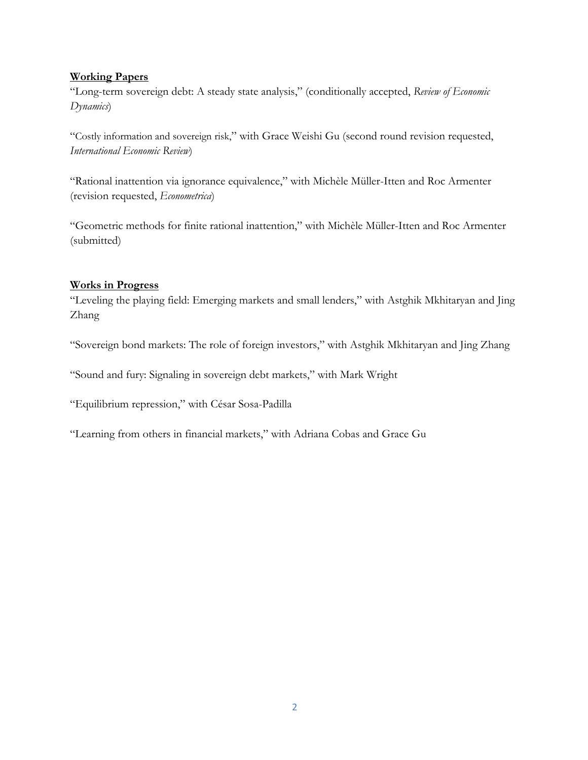**Working Papers**

"Long-term sovereign debt: A steady state analysis," (conditionally accepted, *Review of Economic Dynamics*)

"Costly information and sovereign risk," with Grace Weishi Gu (second round revision requested, *International Economic Review*)

"Rational inattention via ignorance equivalence," with Michèle Müller-Itten and Roc Armenter (revision requested, *Econometrica*)

"Geometric methods for finite rational inattention," with Michèle Müller-Itten and Roc Armenter (submitted)

**Works in Progress**

"Leveling the playing field: Emerging markets and small lenders," with Astghik Mkhitaryan and Jing Zhang

"Sovereign bond markets: The role of foreign investors," with Astghik Mkhitaryan and Jing Zhang

"Sound and fury: Signaling in sovereign debt markets," with Mark Wright

"Equilibrium repression," with César Sosa-Padilla

"Learning from others in financial markets," with Adriana Cobas and Grace Gu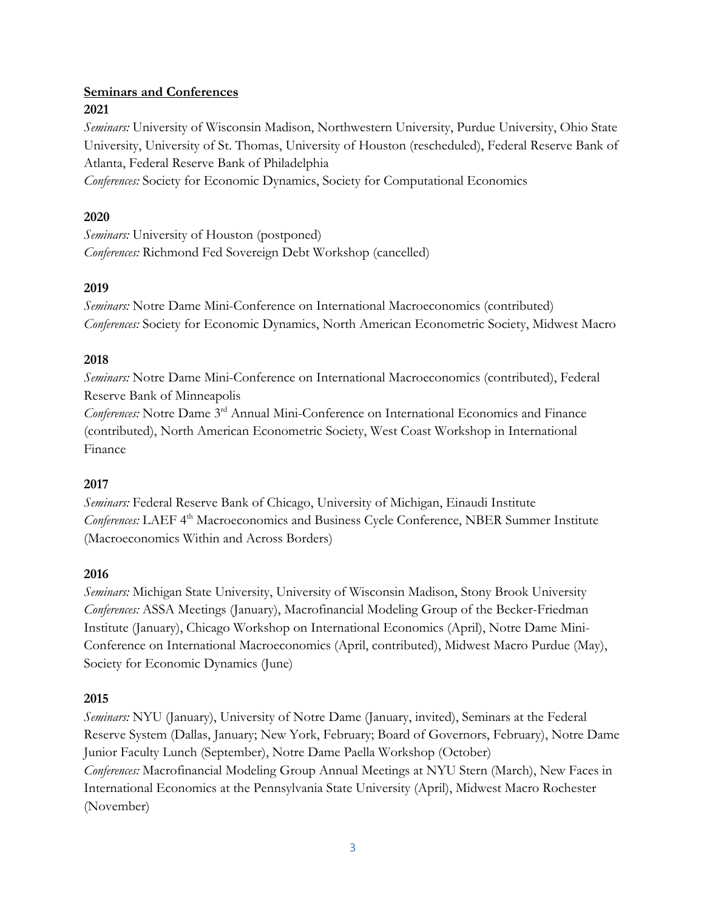## Seminars and Conferences

### 2021

*Seminars:* University of Wisconsin Madison, Northwestern University, Purdue University, Ohio State University, University of St. Thomas, University of Houston (rescheduled), Federal Reserve Bank of Atlanta, Federal Reserve Bank of Philadelphia

*Conferences:* Society for Economic Dynamics, Society for Computational Economics

### 2020

*Seminars:* University of Houston (postponed)

*Conferences:* Richmond Fed Sovereign Debt Workshop (cancelled)

### 2019

*Seminars:* Notre Dame Mini-Conference on International Macroeconomics (contributed)

*Conferences:* Society for Economic Dynamics, North American Econometric Society, Midwest Macro

### 2018

*Seminars:* Notre Dame Mini-Conference on International Macroeconomics (contributed), Federal Reserve Bank of Minneapolis

*Conferences:* Notre Dame 3rd Annual Mini-Conference on International Economics and Finance (contributed), North American Econometric Society, West Coast Workshop in International Finance

### 2017

*Seminars:* Federal Reserve Bank of Chicago, University of Michigan, Einaudi Institute

*Conferences:* LAEF 4th Macroeconomics and Business Cycle Conference, NBER Summer Institute (Macroeconomics Within and Across Borders)

### 2016

*Seminars:* Michigan State University, University of Wisconsin Madison, Stony Brook University

*Conferences:* ASSA Meetings (January), Macrofinancial Modeling Group of the Becker-Friedman Institute (January), Chicago Workshop on International Economics (April), Notre Dame Mini-Conference on International Macroeconomics (April, contributed), Midwest Macro Purdue (May), Society for Economic Dynamics (June)

### 2015

*Seminars:* NYU (January), University of Notre Dame (January, invited), Seminars at the Federal Reserve System (Dallas, January; New York, February; Board of Governors, February), Notre Dame Junior Faculty Lunch (September), Notre Dame Paella Workshop (October)

*Conferences:* Macrofinancial Modeling Group Annual Meetings at NYU Stern (March), New Faces in International Economics at the Pennsylvania State University (April), Midwest Macro Rochester (November)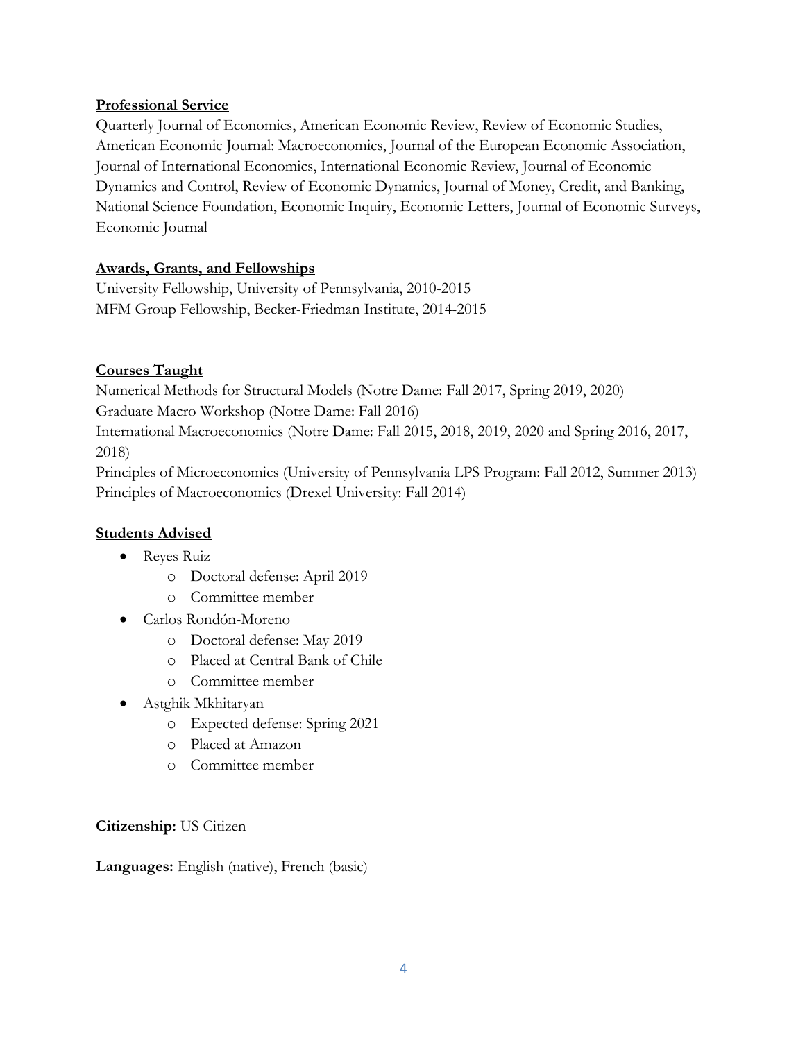**Professional Service**

Quarterly Journal of Economics, American Economic Review, Review of Economic Studies, American Economic Journal: Macroeconomics, Journal of the European Economic Association, Journal of International Economics, International Economic Review, Journal of Economic Dynamics and Control, Review of Economic Dynamics, Journal of Money, Credit, and Banking, National Science Foundation, Economic Inquiry, Economic Letters, Journal of Economic Surveys, Economic Journal

**Awards, Grants, and Fellowships**

University Fellowship, University of Pennsylvania, 2010-2015
MFM Group Fellowship, Becker-Friedman Institute, 2014-2015

**Courses Taught**

Numerical Methods for Structural Models (Notre Dame: Fall 2017, Spring 2019, 2020)
Graduate Macro Workshop (Notre Dame: Fall 2016)
International Macroeconomics (Notre Dame: Fall 2015, 2018, 2019, 2020 and Spring 2016, 2017, 2018)
Principles of Microeconomics (University of Pennsylvania LPS Program: Fall 2012, Summer 2013)
Principles of Macroeconomics (Drexel University: Fall 2014)

**Students Advised**

- Reyes Ruiz
  - Doctoral defense: April 2019
  - Committee member
- Carlos Rondón-Moreno
  - Doctoral defense: May 2019
  - Placed at Central Bank of Chile
  - Committee member
- Astghik Mkhitaryan
  - Expected defense: Spring 2021
  - Placed at Amazon
  - Committee member

**Citizenship:** US Citizen

**Languages:** English (native), French (basic)